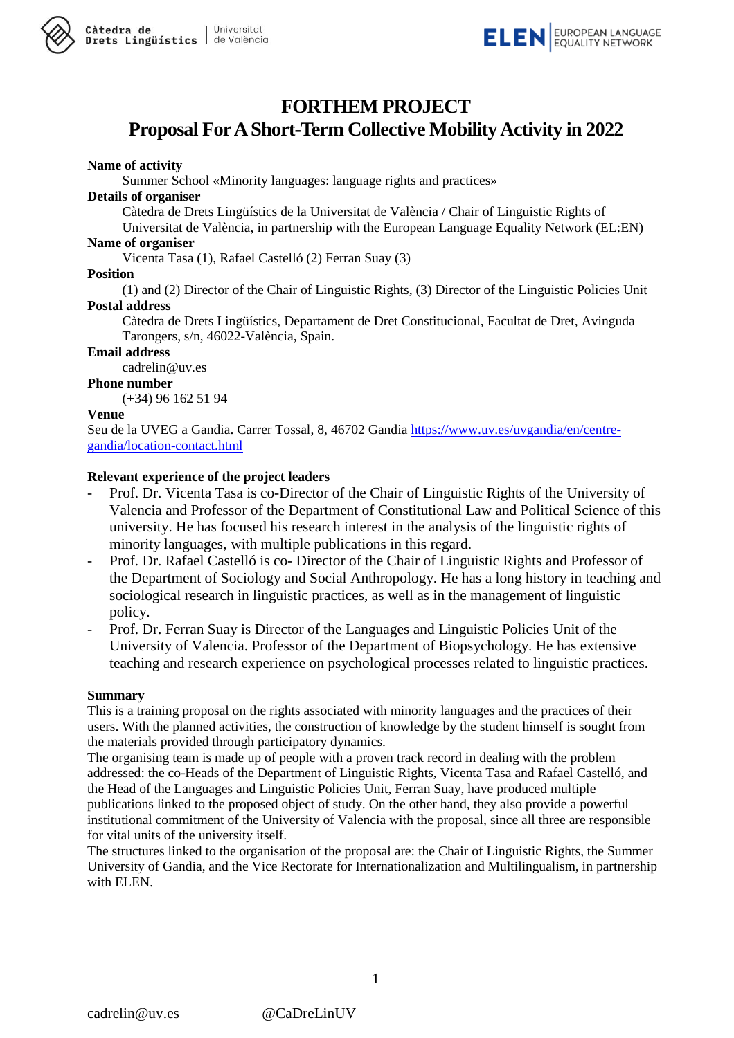# FORTHEM PROJECT

## Proposal For A Short-Term Collective Mobility Activity in 2022

**Name of activity**

Summer School «Minority languages: language rights and practices»

**Details of organiser**

Càtedra de Drets Lingüístics de la Universitat de València / Chair of Linguistic Rights of Universitat de València, in partnership with the European Language Equality Network (EL:EN)

**Name of organiser**

Vicenta Tasa (1), Rafael Castelló (2) Ferran Suay (3)

**Position**

(1) and (2) Director of the Chair of Linguistic Rights, (3) Director of the Linguistic Policies Unit

**Postal address**

Càtedra de Drets Lingüístics, Departament de Dret Constitucional, Facultat de Dret, Avinguda Tarongers, s/n, 46022-València, Spain.

**Email address**

cadrelin@uv.es

**Phone number**

(+34) 96 162 51 94

**Venue**

Seu de la UVEG a Gandia. Carrer Tossal, 8, 46702 Gandia [https://www.uv.es/uvgandia/en/centre-gandia/location-contact.html](https://www.uv.es/uvgandia/en/centre-gandia/location-contact.html)

**Relevant experience of the project leaders**

- Prof. Dr. Vicenta Tasa is co-Director of the Chair of Linguistic Rights of the University of Valencia and Professor of the Department of Constitutional Law and Political Science of this university. He has focused his research interest in the analysis of the linguistic rights of minority languages, with multiple publications in this regard.
- Prof. Dr. Rafael Castelló is co- Director of the Chair of Linguistic Rights and Professor of the Department of Sociology and Social Anthropology. He has a long history in teaching and sociological research in linguistic practices, as well as in the management of linguistic policy.
- Prof. Dr. Ferran Suay is Director of the Languages and Linguistic Policies Unit of the University of Valencia. Professor of the Department of Biopsychology. He has extensive teaching and research experience on psychological processes related to linguistic practices.

**Summary**

This is a training proposal on the rights associated with minority languages and the practices of their users. With the planned activities, the construction of knowledge by the student himself is sought from the materials provided through participatory dynamics.

The organising team is made up of people with a proven track record in dealing with the problem addressed: the co-Heads of the Department of Linguistic Rights, Vicenta Tasa and Rafael Castelló, and the Head of the Languages and Linguistic Policies Unit, Ferran Suay, have produced multiple publications linked to the proposed object of study. On the other hand, they also provide a powerful institutional commitment of the University of Valencia with the proposal, since all three are responsible for vital units of the university itself.

The structures linked to the organisation of the proposal are: the Chair of Linguistic Rights, the Summer University of Gandia, and the Vice Rectorate for Internationalization and Multilingualism, in partnership with ELEN.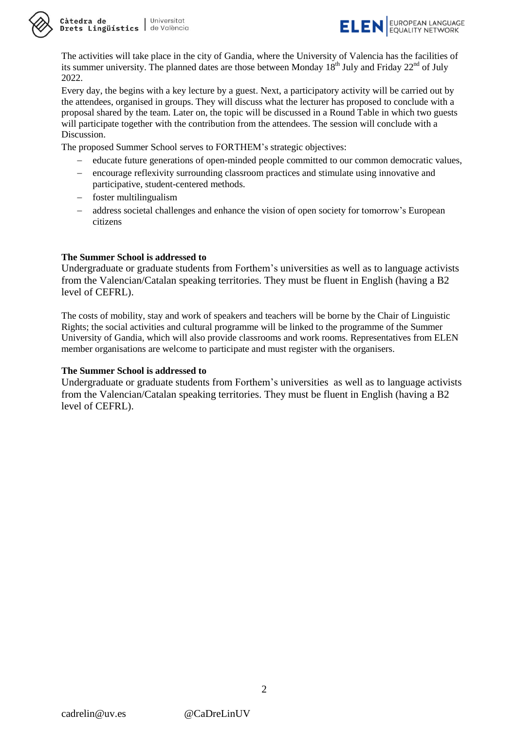The activities will take place in the city of Gandia, where the University of Valencia has the facilities of its summer university. The planned dates are those between Monday 18th July and Friday 22nd of July 2022.

Every day, the begins with a key lecture by a guest. Next, a participatory activity will be carried out by the attendees, organised in groups. They will discuss what the lecturer has proposed to conclude with a proposal shared by the team. Later on, the topic will be discussed in a Round Table in which two guests will participate together with the contribution from the attendees. The session will conclude with a Discussion.

The proposed Summer School serves to FORTHEM's strategic objectives:

- educate future generations of open-minded people committed to our common democratic values,
- encourage reflexivity surrounding classroom practices and stimulate using innovative and participative, student-centered methods.
- foster multilingualism
- address societal challenges and enhance the vision of open society for tomorrow's European citizens

**The Summer School is addressed to**

Undergraduate or graduate students from Forthem's universities as well as to language activists from the Valencian/Catalan speaking territories. They must be fluent in English (having a B2 level of CEFRL).

The costs of mobility, stay and work of speakers and teachers will be borne by the Chair of Linguistic Rights; the social activities and cultural programme will be linked to the programme of the Summer University of Gandia, which will also provide classrooms and work rooms. Representatives from ELEN member organisations are welcome to participate and must register with the organisers.

**The Summer School is addressed to**

Undergraduate or graduate students from Forthem's universities as well as to language activists from the Valencian/Catalan speaking territories. They must be fluent in English (having a B2 level of CEFRL).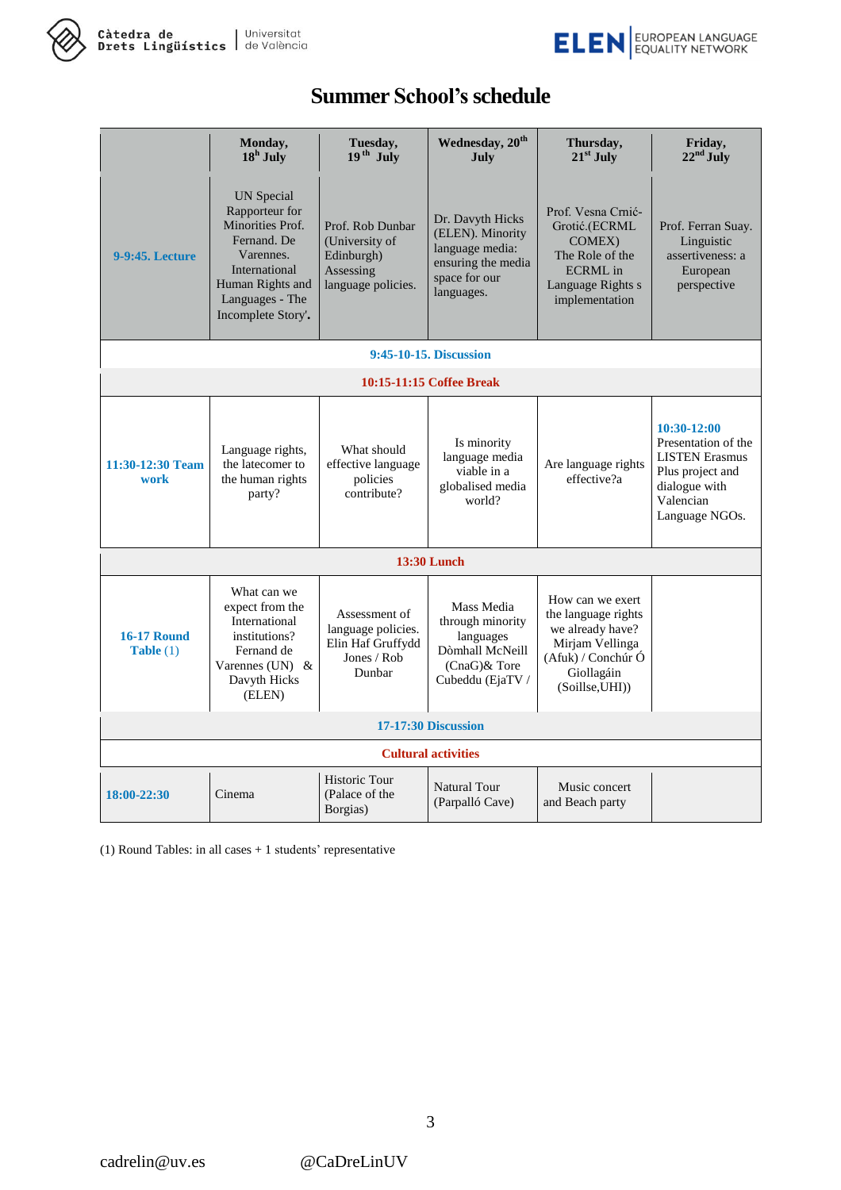# Summer School's schedule

| | Monday, 18h July | Tuesday, 19 th July | Wednesday, 20th July | Thursday, 21st July | Friday, 22nd July |
|---|---|---|---|---|---|
| **9-9:45. Lecture** | UN Special Rapporteur for Minorities Prof. Fernand. De Varennes. International Human Rights and Languages - The Incomplete Story'**.** | Prof. Rob Dunbar (University of Edinburgh) Assessing language policies. | Dr. Davyth Hicks (ELEN). Minority language media: ensuring the media space for our languages. | Prof. Vesna Crnić-Grotić.(ECRML COMEX) The Role of the ECRML in Language Rights s implementation | Prof. Ferran Suay. Linguistic assertiveness: a European perspective |
| **9:45-10-15. Discussion** | | | | | |
| **10:15-11:15 Coffee Break** | | | | | |
| **11:30-12:30 Team work** | Language rights, the latecomer to the human rights party? | What should effective language policies contribute? | Is minority language media viable in a globalised media world? | Are language rights effective?a | **10:30-12:00** Presentation of the LISTEN Erasmus Plus project and dialogue with Valencian Language NGOs. |
| **13:30 Lunch** | | | | | |
| **16-17 Round Table** (1) | What can we expect from the International institutions? Fernand de Varennes (UN) & Davyth Hicks (ELEN) | Assessment of language policies. Elin Haf Gruffydd Jones / Rob Dunbar | Mass Media through minority languages Dòmhall McNeill (CnaG)& Tore Cubeddu (EjaTV / | How can we exert the language rights we already have? Mirjam Vellinga (Afuk) / Conchúr Ó Giollagáin (Soillse,UHI)) | |
| **17-17:30 Discussion** | | | | | |
| **Cultural activities** | | | | | |
| **18:00-22:30** | Cinema | Historic Tour (Palace of the Borgias) | Natural Tour (Parpalló Cave) | Music concert and Beach party | |

(1) Round Tables: in all cases + 1 students' representative

cadrelin@uv.es @CaDreLinUV